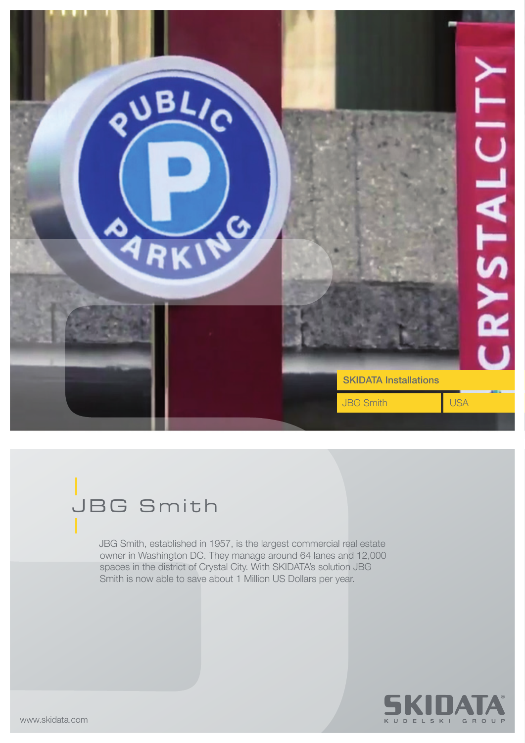SKIDATA Installations

JBG Smith | USA

# JBG Smith

JBG Smith, established in 1957, is the largest commercial real estate owner in Washington DC. They manage around 64 lanes and 12,000 spaces in the district of Crystal City. With SKIDATA's solution JBG Smith is now able to save about 1 Million US Dollars per year.

www.skidata.com

SKIDATA
KUDELSKI GROUP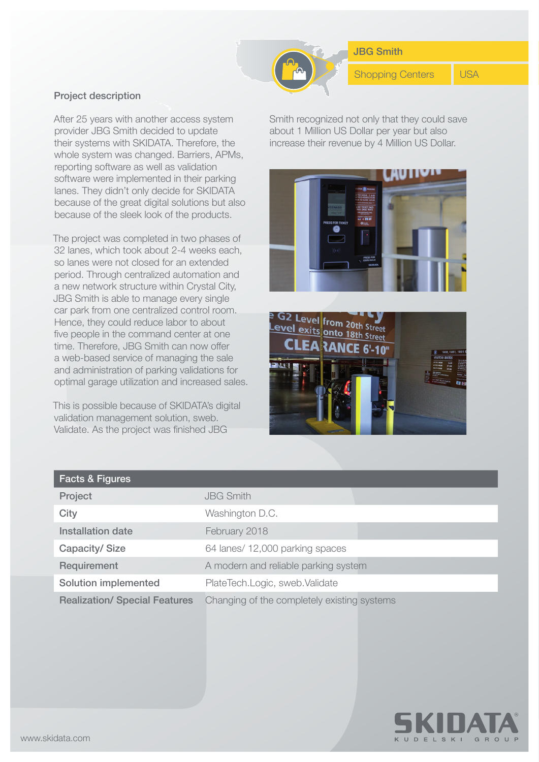JBG Smith

Shopping Centers | USA

## Project description

After 25 years with another access system provider JBG Smith decided to update their systems with SKIDATA. Therefore, the whole system was changed. Barriers, APMs, reporting software as well as validation software were implemented in their parking lanes. They didn't only decide for SKIDATA because of the great digital solutions but also because of the sleek look of the products.

The project was completed in two phases of 32 lanes, which took about 2-4 weeks each, so lanes were not closed for an extended period. Through centralized automation and a new network structure within Crystal City, JBG Smith is able to manage every single car park from one centralized control room. Hence, they could reduce labor to about five people in the command center at one time. Therefore, JBG Smith can now offer a web-based service of managing the sale and administration of parking validations for optimal garage utilization and increased sales.

This is possible because of SKIDATA's digital validation management solution, sweb. Validate. As the project was finished JBG Smith recognized not only that they could save about 1 Million US Dollar per year but also increase their revenue by 4 Million US Dollar.

| Facts & Figures | |
|---|---|
| Project | JBG Smith |
| City | Washington D.C. |
| Installation date | February 2018 |
| Capacity/ Size | 64 lanes/ 12,000 parking spaces |
| Requirement | A modern and reliable parking system |
| Solution implemented | PlateTech.Logic, sweb.Validate |
| Realization/ Special Features | Changing of the completely existing systems |

SKIDATA
KUDELSKI GROUP

www.skidata.com